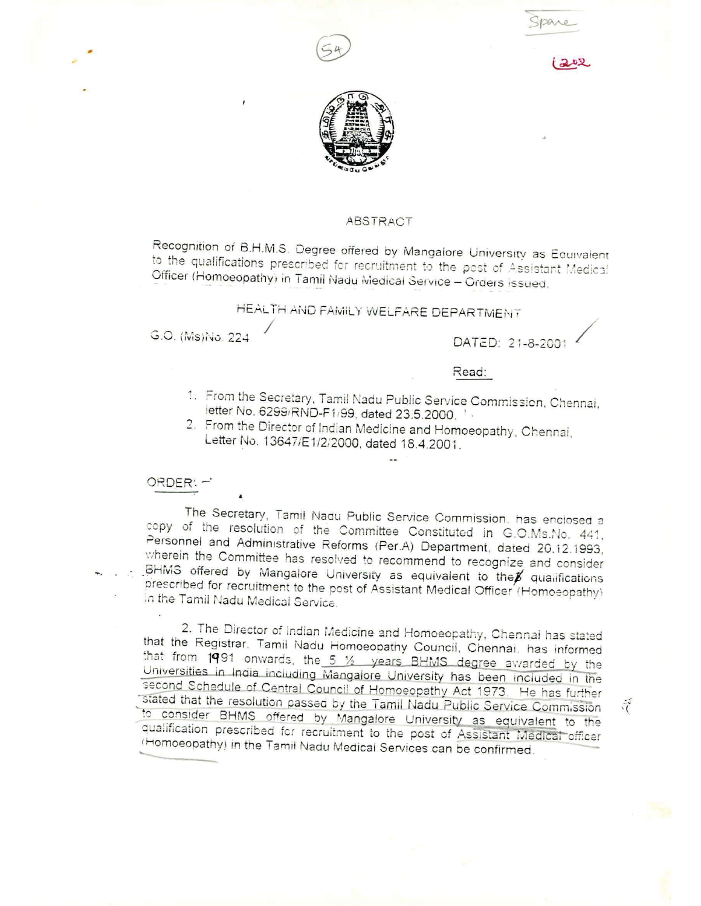## ABSTRACT

Recognition of B.H.M.S. Degree offered by Mangalore University as Equivalent to the qualifications prescribed for recruitment to the post of Assistant Medical Officer (Homoeopathy) in Tamil Nadu Medical Service – Orders issued.

## HEALTH AND FAMILY WELFARE DEPARTMENT

G.O. (Ms)No. 224 DATED: 21-8-2001

**Read:**

1. From the Secretary, Tamil Nadu Public Service Commission, Chennai, letter No. 6299/RND-F1/99, dated 23.5.2000.
2. From the Director of Indian Medicine and Homoeopathy, Chennai, Letter No. 13647/E1/2/2000, dated 18.4.2001.

--

**ORDER:** -

The Secretary, Tamil Nadu Public Service Commission, has enclosed a copy of the resolution of the Committee Constituted in G.O.Ms.No. 441, Personnel and Administrative Reforms (Per.A) Department, dated 20.12.1993, wherein the Committee has resolved to recommend to recognize and consider BHMS offered by Mangalore University as equivalent to the qualifications prescribed for recruitment to the post of Assistant Medical Officer (Homoeopathy) in the Tamil Nadu Medical Service.

2. The Director of Indian Medicine and Homoeopathy, Chennai has stated that the Registrar, Tamil Nadu Homoeopathy Council, Chennai, has informed that from 1991 onwards, the 5 ½ years BHMS degree awarded by the Universities in India including Mangalore University has been included in the second Schedule of Central Council of Homoeopathy Act 1973. He has further stated that the resolution passed by the Tamil Nadu Public Service Commission to consider BHMS offered by Mangalore University as equivalent to the qualification prescribed for recruitment to the post of Assistant Medical officer (Homoeopathy) in the Tamil Nadu Medical Services can be confirmed.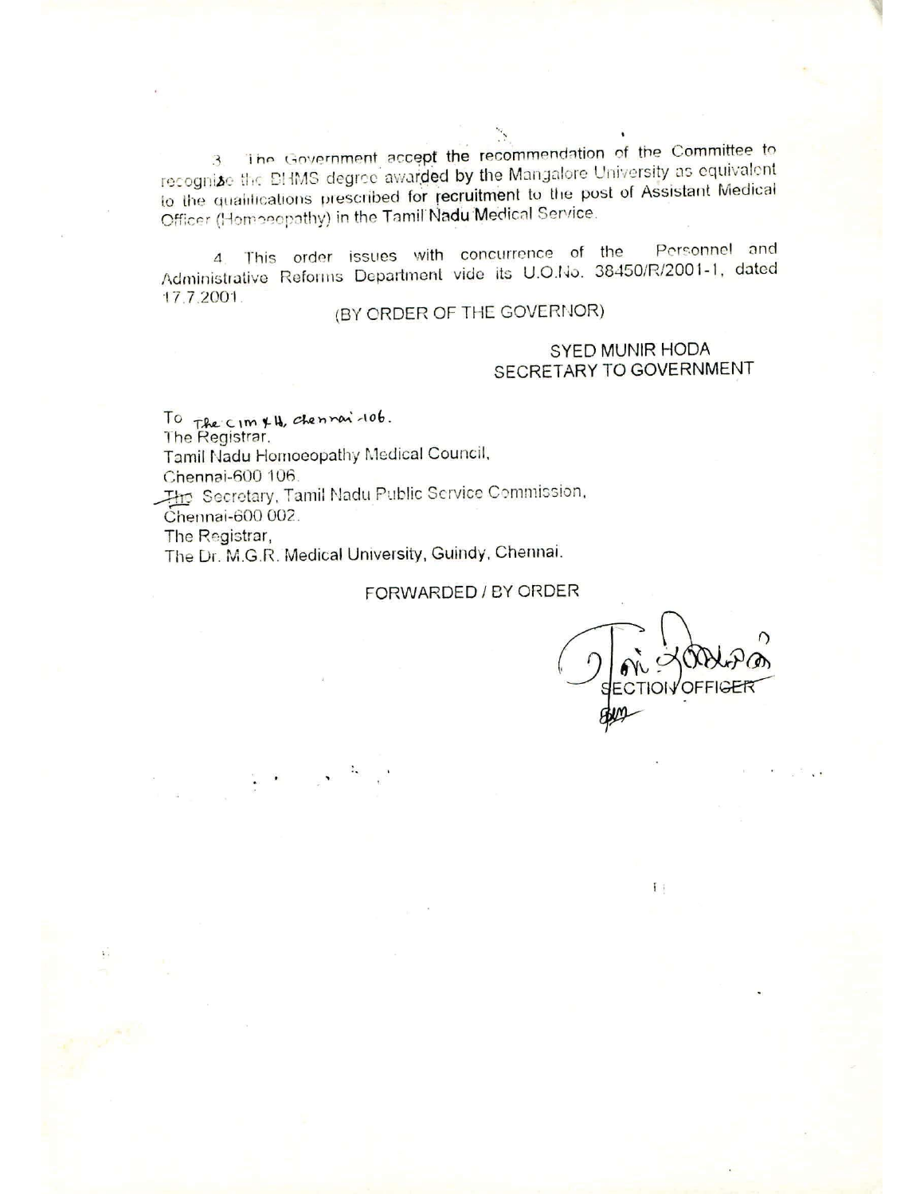3. The Government accept the recommendation of the Committee to recognise the BHMS degree awarded by the Mangalore University as equivalent to the qualifications prescribed for recruitment to the post of Assistant Medical Officer (Homoeopathy) in the Tamil Nadu Medical Service.

4. This order issues with concurrence of the Personnel and Administrative Reforms Department vide its U.O.No. 38450/R/2001-1, dated 17.7.2001.

(BY ORDER OF THE GOVERNOR)

SYED MUNIR HODA
SECRETARY TO GOVERNMENT

To The CIM & H, Chennai-106.
The Registrar,
Tamil Nadu Homoeopathy Medical Council,
Chennai-600 106.
The Secretary, Tamil Nadu Public Service Commission,
Chennai-600 002.
The Registrar,
The Dr. M.G.R. Medical University, Guindy, Chennai.

FORWARDED / BY ORDER

SECTION OFFICER